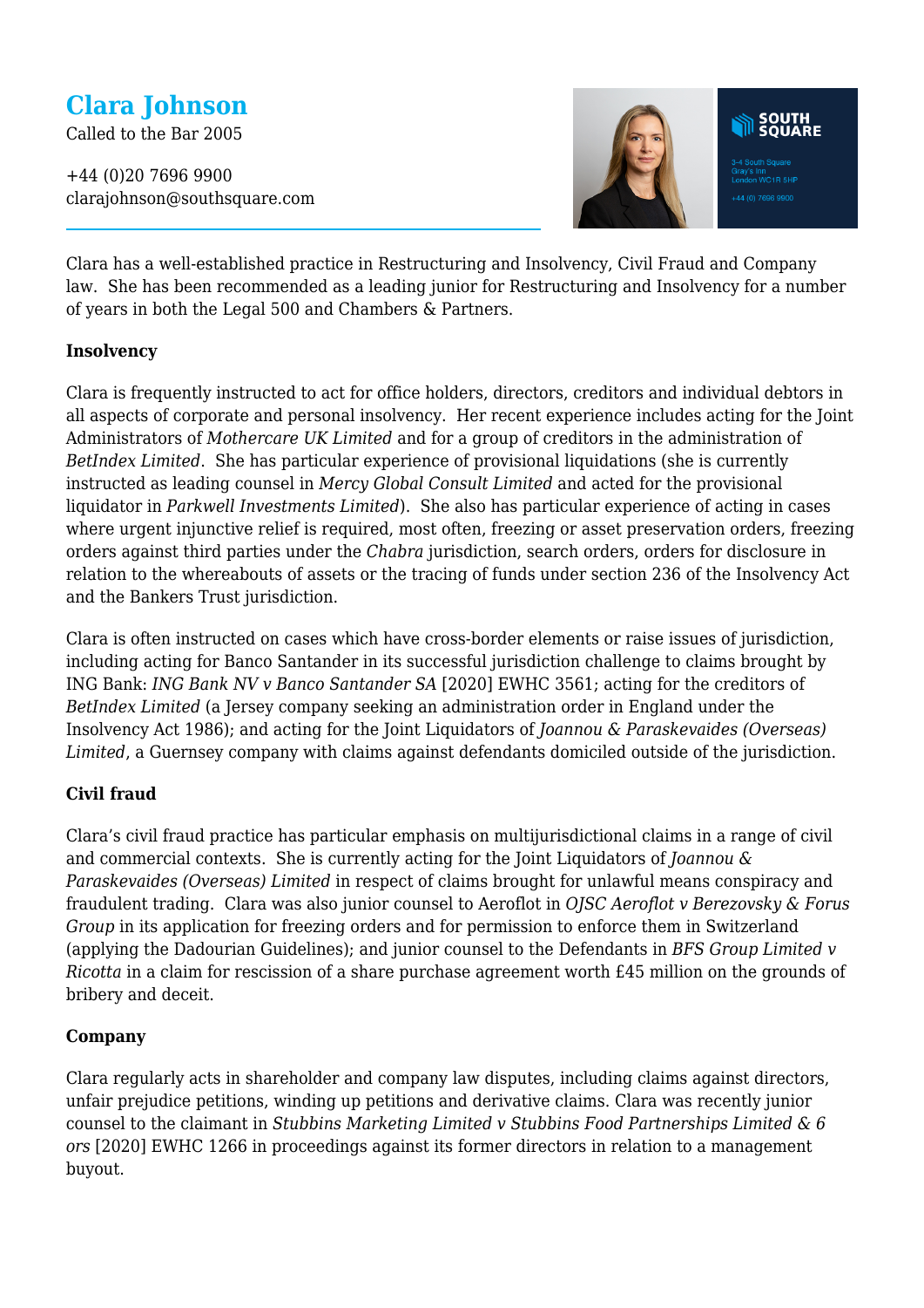# Clara Johnson

Called to the Bar 2005

+44 (0)20 7696 9900
clarajohnson@southsquare.com

Clara has a well-established practice in Restructuring and Insolvency, Civil Fraud and Company law. She has been recommended as a leading junior for Restructuring and Insolvency for a number of years in both the Legal 500 and Chambers & Partners.

**Insolvency**

Clara is frequently instructed to act for office holders, directors, creditors and individual debtors in all aspects of corporate and personal insolvency. Her recent experience includes acting for the Joint Administrators of *Mothercare UK Limited* and for a group of creditors in the administration of *BetIndex Limited*. She has particular experience of provisional liquidations (she is currently instructed as leading counsel in *Mercy Global Consult Limited* and acted for the provisional liquidator in *Parkwell Investments Limited*). She also has particular experience of acting in cases where urgent injunctive relief is required, most often, freezing or asset preservation orders, freezing orders against third parties under the *Chabra* jurisdiction, search orders, orders for disclosure in relation to the whereabouts of assets or the tracing of funds under section 236 of the Insolvency Act and the Bankers Trust jurisdiction.

Clara is often instructed on cases which have cross-border elements or raise issues of jurisdiction, including acting for Banco Santander in its successful jurisdiction challenge to claims brought by ING Bank: *ING Bank NV v Banco Santander SA* [2020] EWHC 3561; acting for the creditors of *BetIndex Limited* (a Jersey company seeking an administration order in England under the Insolvency Act 1986); and acting for the Joint Liquidators of *Joannou & Paraskevaides (Overseas) Limited*, a Guernsey company with claims against defendants domiciled outside of the jurisdiction.

**Civil fraud**

Clara's civil fraud practice has particular emphasis on multijurisdictional claims in a range of civil and commercial contexts. She is currently acting for the Joint Liquidators of *Joannou & Paraskevaides (Overseas) Limited* in respect of claims brought for unlawful means conspiracy and fraudulent trading. Clara was also junior counsel to Aeroflot in *OJSC Aeroflot v Berezovsky & Forus Group* in its application for freezing orders and for permission to enforce them in Switzerland (applying the Dadourian Guidelines); and junior counsel to the Defendants in *BFS Group Limited v Ricotta* in a claim for rescission of a share purchase agreement worth £45 million on the grounds of bribery and deceit.

**Company**

Clara regularly acts in shareholder and company law disputes, including claims against directors, unfair prejudice petitions, winding up petitions and derivative claims. Clara was recently junior counsel to the claimant in *Stubbins Marketing Limited v Stubbins Food Partnerships Limited & 6 ors* [2020] EWHC 1266 in proceedings against its former directors in relation to a management buyout.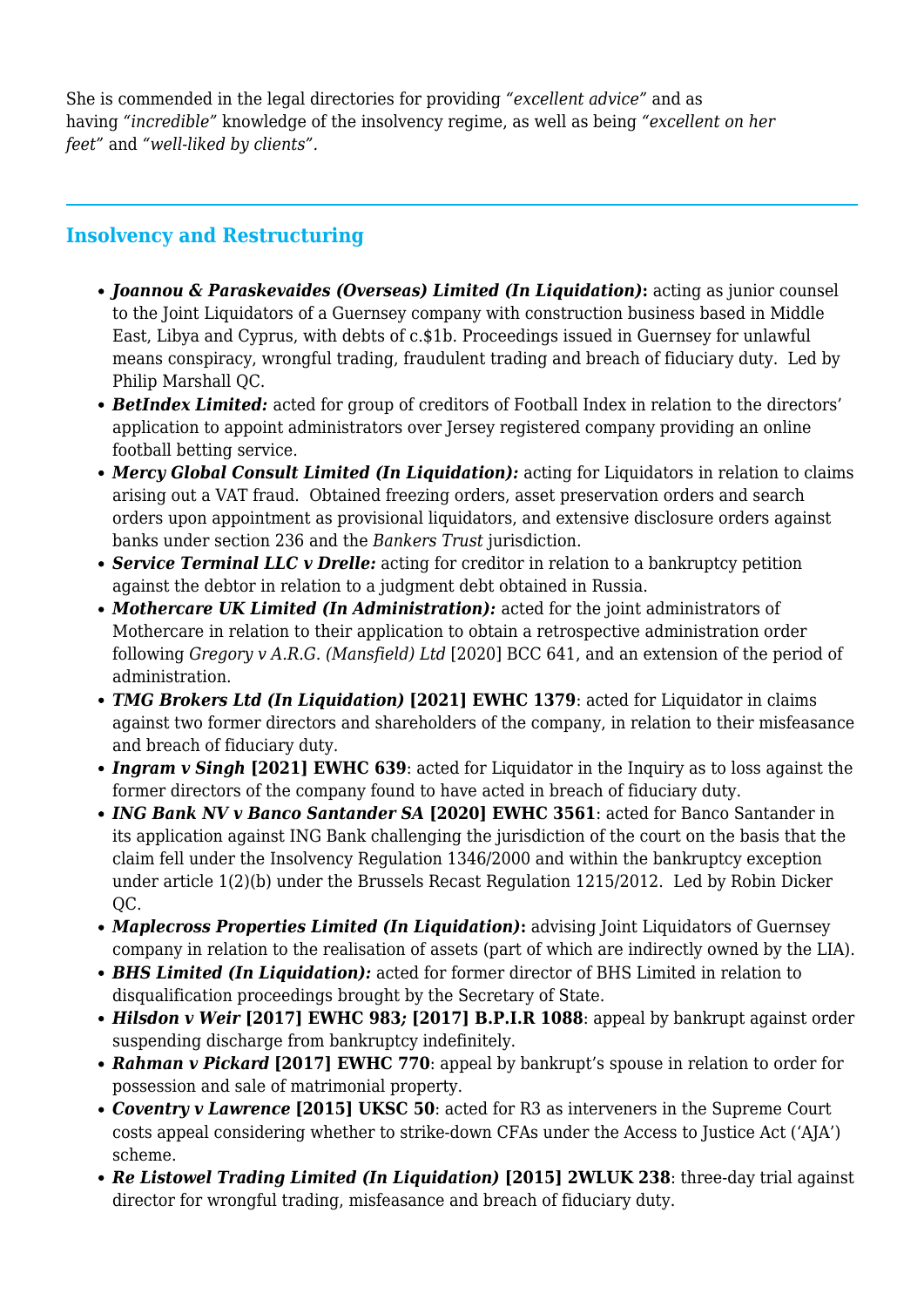She is commended in the legal directories for providing *"excellent advice"* and as having *"incredible"* knowledge of the insolvency regime, as well as being *"excellent on her feet"* and *"well-liked by clients"*.

---

## Insolvency and Restructuring

- ***Joannou & Paraskevaides (Overseas) Limited (In Liquidation)*:** acting as junior counsel to the Joint Liquidators of a Guernsey company with construction business based in Middle East, Libya and Cyprus, with debts of c.$1b. Proceedings issued in Guernsey for unlawful means conspiracy, wrongful trading, fraudulent trading and breach of fiduciary duty. Led by Philip Marshall QC.
- ***BetIndex Limited:*** acted for group of creditors of Football Index in relation to the directors' application to appoint administrators over Jersey registered company providing an online football betting service.
- ***Mercy Global Consult Limited (In Liquidation):*** acting for Liquidators in relation to claims arising out a VAT fraud. Obtained freezing orders, asset preservation orders and search orders upon appointment as provisional liquidators, and extensive disclosure orders against banks under section 236 and the *Bankers Trust* jurisdiction.
- ***Service Terminal LLC v Drelle:*** acting for creditor in relation to a bankruptcy petition against the debtor in relation to a judgment debt obtained in Russia.
- ***Mothercare UK Limited (In Administration):*** acted for the joint administrators of Mothercare in relation to their application to obtain a retrospective administration order following *Gregory v A.R.G. (Mansfield) Ltd* [2020] BCC 641, and an extension of the period of administration.
- ***TMG Brokers Ltd (In Liquidation)* [2021] EWHC 1379**: acted for Liquidator in claims against two former directors and shareholders of the company, in relation to their misfeasance and breach of fiduciary duty.
- ***Ingram v Singh* [2021] EWHC 639**: acted for Liquidator in the Inquiry as to loss against the former directors of the company found to have acted in breach of fiduciary duty.
- ***ING Bank NV v Banco Santander SA* [2020] EWHC 3561**: acted for Banco Santander in its application against ING Bank challenging the jurisdiction of the court on the basis that the claim fell under the Insolvency Regulation 1346/2000 and within the bankruptcy exception under article 1(2)(b) under the Brussels Recast Regulation 1215/2012. Led by Robin Dicker QC.
- ***Maplecross Properties Limited (In Liquidation)*:** advising Joint Liquidators of Guernsey company in relation to the realisation of assets (part of which are indirectly owned by the LIA).
- ***BHS Limited (In Liquidation):*** acted for former director of BHS Limited in relation to disqualification proceedings brought by the Secretary of State.
- ***Hilsdon v Weir* [2017] EWHC 983; [2017] B.P.I.R 1088**: appeal by bankrupt against order suspending discharge from bankruptcy indefinitely.
- ***Rahman v Pickard* [2017] EWHC 770**: appeal by bankrupt's spouse in relation to order for possession and sale of matrimonial property.
- ***Coventry v Lawrence* [2015] UKSC 50**: acted for R3 as interveners in the Supreme Court costs appeal considering whether to strike-down CFAs under the Access to Justice Act ('AJA') scheme.
- ***Re Listowel Trading Limited (In Liquidation)* [2015] 2WLUK 238**: three-day trial against director for wrongful trading, misfeasance and breach of fiduciary duty.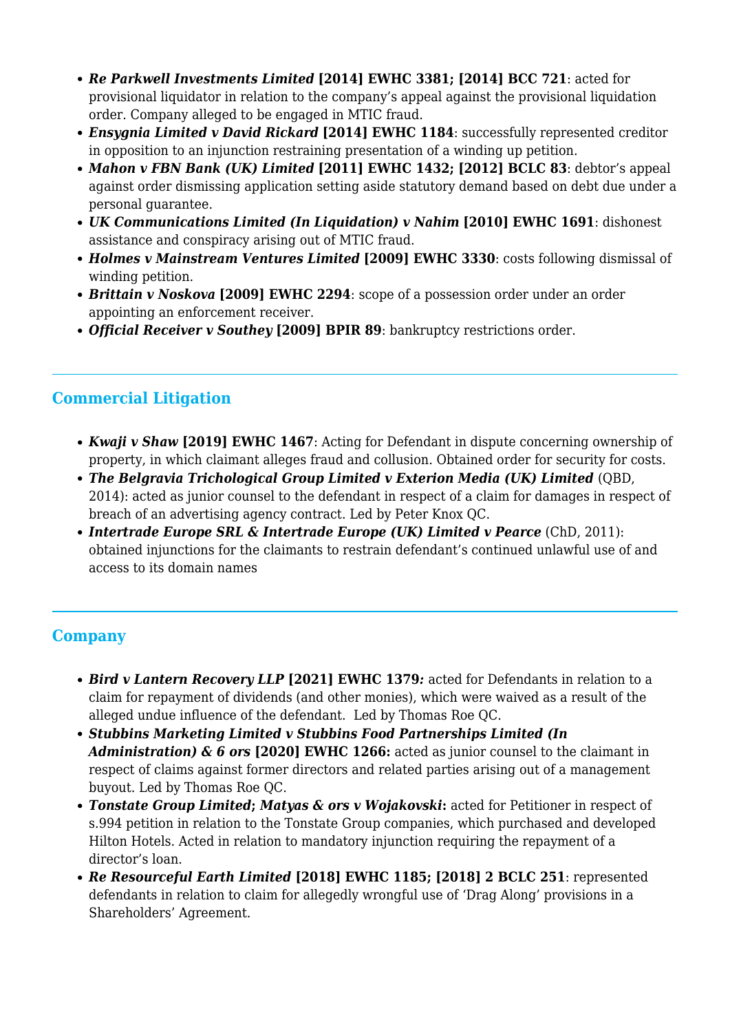- ***Re Parkwell Investments Limited* [2014] EWHC 3381; [2014] BCC 721**: acted for provisional liquidator in relation to the company's appeal against the provisional liquidation order. Company alleged to be engaged in MTIC fraud.
- ***Ensygnia Limited v David Rickard* [2014] EWHC 1184**: successfully represented creditor in opposition to an injunction restraining presentation of a winding up petition.
- ***Mahon v FBN Bank (UK) Limited* [2011] EWHC 1432; [2012] BCLC 83**: debtor's appeal against order dismissing application setting aside statutory demand based on debt due under a personal guarantee.
- ***UK Communications Limited (In Liquidation) v Nahim* [2010] EWHC 1691**: dishonest assistance and conspiracy arising out of MTIC fraud.
- ***Holmes v Mainstream Ventures Limited* [2009] EWHC 3330**: costs following dismissal of winding petition.
- ***Brittain v Noskova* [2009] EWHC 2294**: scope of a possession order under an order appointing an enforcement receiver.
- ***Official Receiver v Southey* [2009] BPIR 89**: bankruptcy restrictions order.

---

## Commercial Litigation

- ***Kwaji v Shaw* [2019] EWHC 1467**: Acting for Defendant in dispute concerning ownership of property, in which claimant alleges fraud and collusion. Obtained order for security for costs.
- ***The Belgravia Trichological Group Limited v Exterion Media (UK) Limited*** (QBD, 2014): acted as junior counsel to the defendant in respect of a claim for damages in respect of breach of an advertising agency contract. Led by Peter Knox QC.
- ***Intertrade Europe SRL & Intertrade Europe (UK) Limited v Pearce*** (ChD, 2011): obtained injunctions for the claimants to restrain defendant's continued unlawful use of and access to its domain names

---

## Company

- ***Bird v Lantern Recovery LLP* [2021] EWHC 1379*:*** acted for Defendants in relation to a claim for repayment of dividends (and other monies), which were waived as a result of the alleged undue influence of the defendant. Led by Thomas Roe QC.
- ***Stubbins Marketing Limited v Stubbins Food Partnerships Limited (In Administration) & 6 ors* [2020] EWHC 1266:** acted as junior counsel to the claimant in respect of claims against former directors and related parties arising out of a management buyout. Led by Thomas Roe QC.
- ***Tonstate Group Limited*; *Matyas & ors v Wojakovski*:** acted for Petitioner in respect of s.994 petition in relation to the Tonstate Group companies, which purchased and developed Hilton Hotels. Acted in relation to mandatory injunction requiring the repayment of a director's loan.
- ***Re Resourceful Earth Limited* [2018] EWHC 1185; [2018] 2 BCLC 251**: represented defendants in relation to claim for allegedly wrongful use of 'Drag Along' provisions in a Shareholders' Agreement.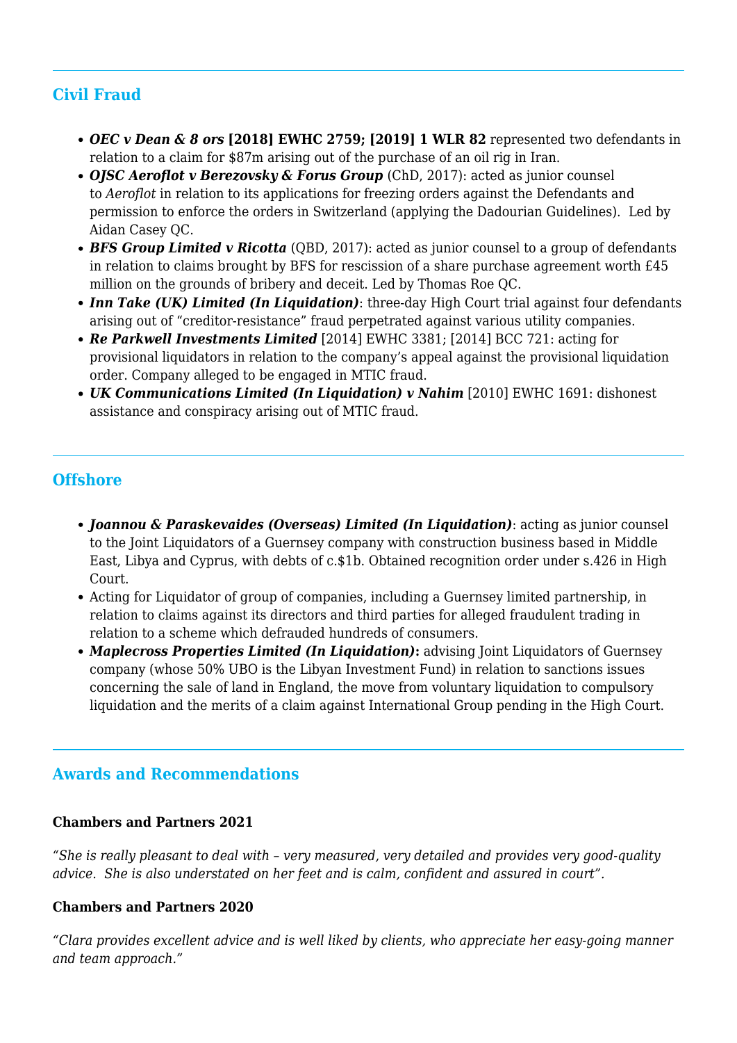## Civil Fraud

- ***OEC v Dean & 8 ors*** **[2018] EWHC 2759; [2019] 1 WLR 82** represented two defendants in relation to a claim for $87m arising out of the purchase of an oil rig in Iran.
- ***OJSC Aeroflot v Berezovsky & Forus Group*** (ChD, 2017): acted as junior counsel to *Aeroflot* in relation to its applications for freezing orders against the Defendants and permission to enforce the orders in Switzerland (applying the Dadourian Guidelines). Led by Aidan Casey QC.
- ***BFS Group Limited v Ricotta*** (QBD, 2017): acted as junior counsel to a group of defendants in relation to claims brought by BFS for rescission of a share purchase agreement worth £45 million on the grounds of bribery and deceit. Led by Thomas Roe QC.
- ***Inn Take (UK) Limited (In Liquidation)***: three-day High Court trial against four defendants arising out of "creditor-resistance" fraud perpetrated against various utility companies.
- ***Re Parkwell Investments Limited*** [2014] EWHC 3381; [2014] BCC 721: acting for provisional liquidators in relation to the company's appeal against the provisional liquidation order. Company alleged to be engaged in MTIC fraud.
- ***UK Communications Limited (In Liquidation) v Nahim*** [2010] EWHC 1691: dishonest assistance and conspiracy arising out of MTIC fraud.

## Offshore

- ***Joannou & Paraskevaides (Overseas) Limited (In Liquidation)***: acting as junior counsel to the Joint Liquidators of a Guernsey company with construction business based in Middle East, Libya and Cyprus, with debts of c.$1b. Obtained recognition order under s.426 in High Court.
- Acting for Liquidator of group of companies, including a Guernsey limited partnership, in relation to claims against its directors and third parties for alleged fraudulent trading in relation to a scheme which defrauded hundreds of consumers.
- ***Maplecross Properties Limited (In Liquidation)*****:** advising Joint Liquidators of Guernsey company (whose 50% UBO is the Libyan Investment Fund) in relation to sanctions issues concerning the sale of land in England, the move from voluntary liquidation to compulsory liquidation and the merits of a claim against International Group pending in the High Court.

## Awards and Recommendations

**Chambers and Partners 2021**

*"She is really pleasant to deal with – very measured, very detailed and provides very good-quality advice. She is also understated on her feet and is calm, confident and assured in court".*

**Chambers and Partners 2020**

*"Clara provides excellent advice and is well liked by clients, who appreciate her easy-going manner and team approach."*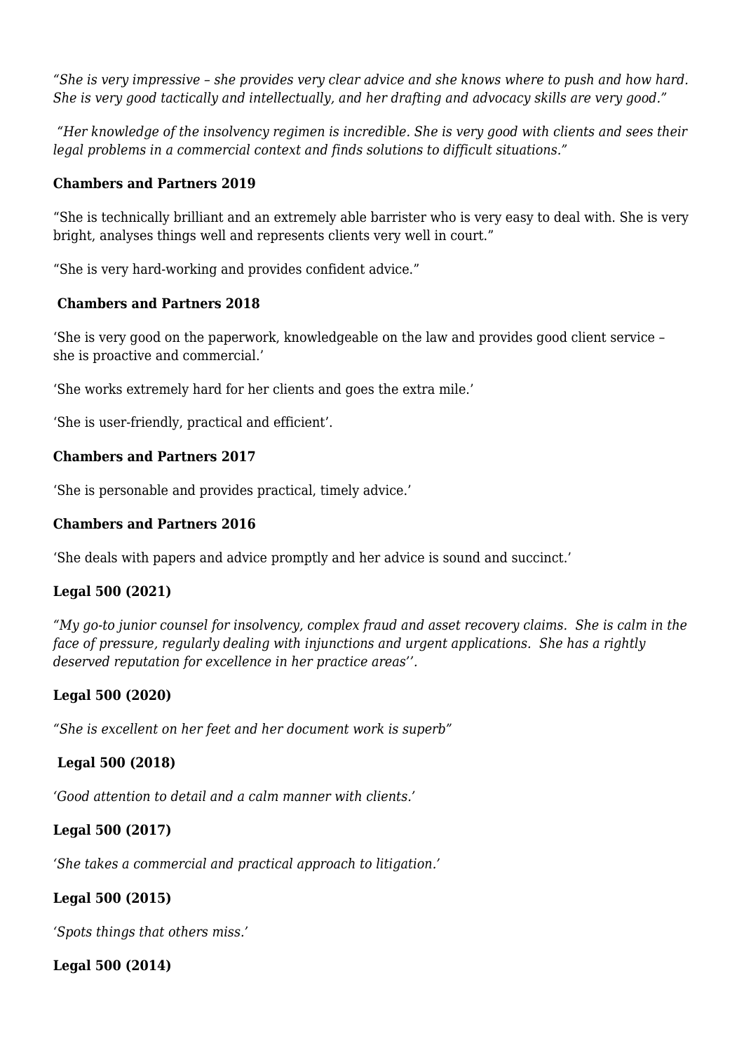*"She is very impressive – she provides very clear advice and she knows where to push and how hard. She is very good tactically and intellectually, and her drafting and advocacy skills are very good."*

*"Her knowledge of the insolvency regimen is incredible. She is very good with clients and sees their legal problems in a commercial context and finds solutions to difficult situations."*

**Chambers and Partners 2019**

"She is technically brilliant and an extremely able barrister who is very easy to deal with. She is very bright, analyses things well and represents clients very well in court."

"She is very hard-working and provides confident advice."

**Chambers and Partners 2018**

'She is very good on the paperwork, knowledgeable on the law and provides good client service – she is proactive and commercial.'

'She works extremely hard for her clients and goes the extra mile.'

'She is user-friendly, practical and efficient'.

**Chambers and Partners 2017**

'She is personable and provides practical, timely advice.'

**Chambers and Partners 2016**

'She deals with papers and advice promptly and her advice is sound and succinct.'

**Legal 500 (2021)**

*"My go-to junior counsel for insolvency, complex fraud and asset recovery claims. She is calm in the face of pressure, regularly dealing with injunctions and urgent applications. She has a rightly deserved reputation for excellence in her practice areas''.*

**Legal 500 (2020)**

*"She is excellent on her feet and her document work is superb"*

**Legal 500 (2018)**

*'Good attention to detail and a calm manner with clients.'*

**Legal 500 (2017)**

*'She takes a commercial and practical approach to litigation.'*

**Legal 500 (2015)**

*'Spots things that others miss.'*

**Legal 500 (2014)**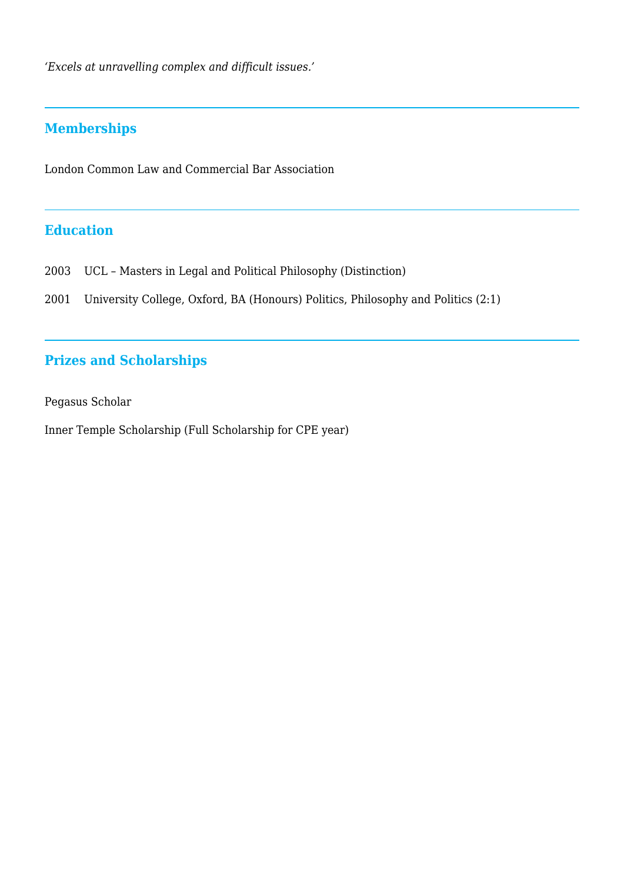*'Excels at unravelling complex and difficult issues.'*

## Memberships

London Common Law and Commercial Bar Association

## Education

2003 UCL – Masters in Legal and Political Philosophy (Distinction)

2001 University College, Oxford, BA (Honours) Politics, Philosophy and Politics (2:1)

## Prizes and Scholarships

Pegasus Scholar

Inner Temple Scholarship (Full Scholarship for CPE year)